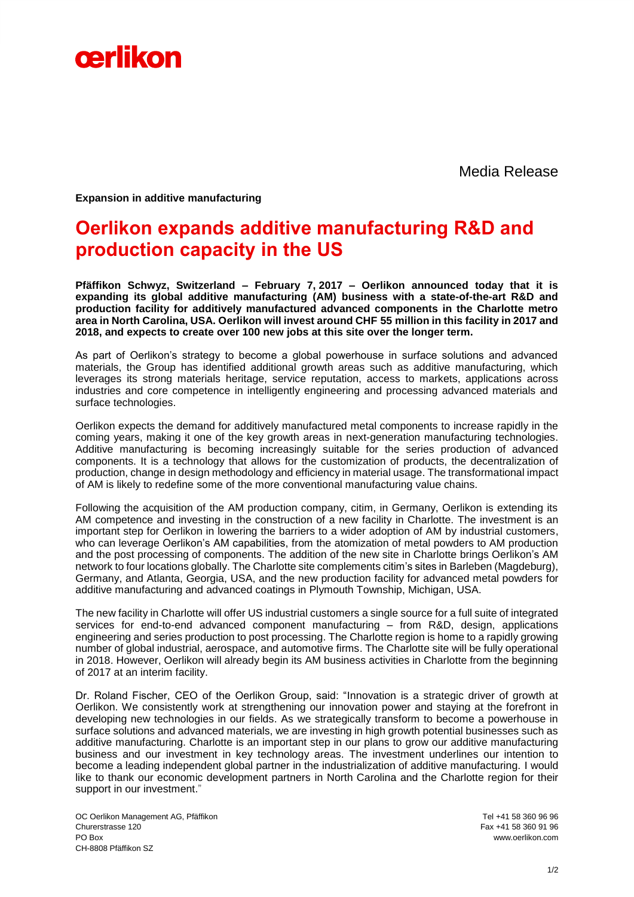oerlikon

Media Release

**Expansion in additive manufacturing**

# Oerlikon expands additive manufacturing R&D and production capacity in the US

**Pfäffikon Schwyz, Switzerland – February 7, 2017 – Oerlikon announced today that it is expanding its global additive manufacturing (AM) business with a state-of-the-art R&D and production facility for additively manufactured advanced components in the Charlotte metro area in North Carolina, USA. Oerlikon will invest around CHF 55 million in this facility in 2017 and 2018, and expects to create over 100 new jobs at this site over the longer term.**

As part of Oerlikon's strategy to become a global powerhouse in surface solutions and advanced materials, the Group has identified additional growth areas such as additive manufacturing, which leverages its strong materials heritage, service reputation, access to markets, applications across industries and core competence in intelligently engineering and processing advanced materials and surface technologies.

Oerlikon expects the demand for additively manufactured metal components to increase rapidly in the coming years, making it one of the key growth areas in next-generation manufacturing technologies. Additive manufacturing is becoming increasingly suitable for the series production of advanced components. It is a technology that allows for the customization of products, the decentralization of production, change in design methodology and efficiency in material usage. The transformational impact of AM is likely to redefine some of the more conventional manufacturing value chains.

Following the acquisition of the AM production company, citim, in Germany, Oerlikon is extending its AM competence and investing in the construction of a new facility in Charlotte. The investment is an important step for Oerlikon in lowering the barriers to a wider adoption of AM by industrial customers, who can leverage Oerlikon's AM capabilities, from the atomization of metal powders to AM production and the post processing of components. The addition of the new site in Charlotte brings Oerlikon's AM network to four locations globally. The Charlotte site complements citim's sites in Barleben (Magdeburg), Germany, and Atlanta, Georgia, USA, and the new production facility for advanced metal powders for additive manufacturing and advanced coatings in Plymouth Township, Michigan, USA.

The new facility in Charlotte will offer US industrial customers a single source for a full suite of integrated services for end-to-end advanced component manufacturing – from R&D, design, applications engineering and series production to post processing. The Charlotte region is home to a rapidly growing number of global industrial, aerospace, and automotive firms. The Charlotte site will be fully operational in 2018. However, Oerlikon will already begin its AM business activities in Charlotte from the beginning of 2017 at an interim facility.

Dr. Roland Fischer, CEO of the Oerlikon Group, said: "Innovation is a strategic driver of growth at Oerlikon. We consistently work at strengthening our innovation power and staying at the forefront in developing new technologies in our fields. As we strategically transform to become a powerhouse in surface solutions and advanced materials, we are investing in high growth potential businesses such as additive manufacturing. Charlotte is an important step in our plans to grow our additive manufacturing business and our investment in key technology areas. The investment underlines our intention to become a leading independent global partner in the industrialization of additive manufacturing. I would like to thank our economic development partners in North Carolina and the Charlotte region for their support in our investment."

OC Oerlikon Management AG, Pfäffikon
Churerstrasse 120
PO Box
CH-8808 Pfäffikon SZ

Tel +41 58 360 96 96
Fax +41 58 360 91 96
www.oerlikon.com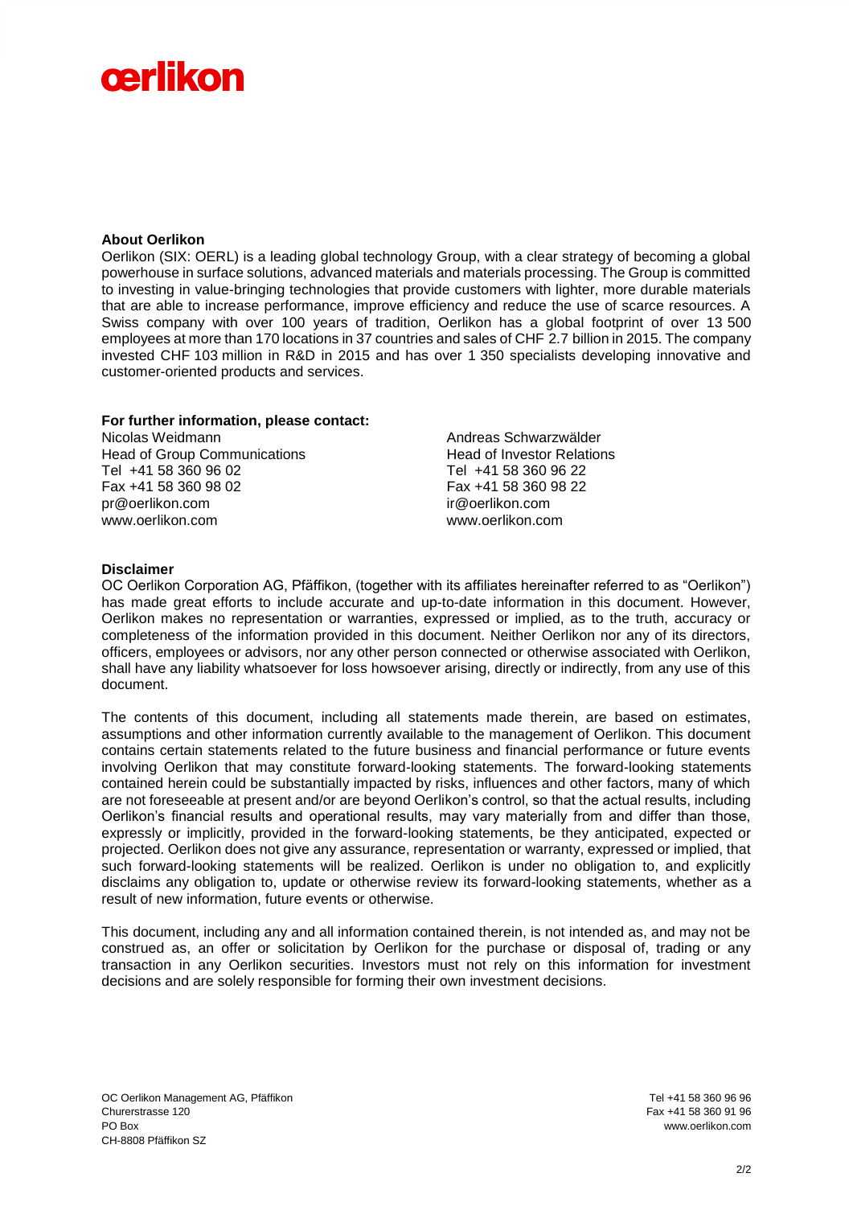**oerlikon**

**About Oerlikon**

Oerlikon (SIX: OERL) is a leading global technology Group, with a clear strategy of becoming a global powerhouse in surface solutions, advanced materials and materials processing. The Group is committed to investing in value-bringing technologies that provide customers with lighter, more durable materials that are able to increase performance, improve efficiency and reduce the use of scarce resources. A Swiss company with over 100 years of tradition, Oerlikon has a global footprint of over 13 500 employees at more than 170 locations in 37 countries and sales of CHF 2.7 billion in 2015. The company invested CHF 103 million in R&D in 2015 and has over 1 350 specialists developing innovative and customer-oriented products and services.

**For further information, please contact:**

Nicolas Weidmann
Head of Group Communications
Tel +41 58 360 96 02
Fax +41 58 360 98 02
pr@oerlikon.com
www.oerlikon.com

Andreas Schwarzwälder
Head of Investor Relations
Tel +41 58 360 96 22
Fax +41 58 360 98 22
ir@oerlikon.com
www.oerlikon.com

**Disclaimer**

OC Oerlikon Corporation AG, Pfäffikon, (together with its affiliates hereinafter referred to as "Oerlikon") has made great efforts to include accurate and up-to-date information in this document. However, Oerlikon makes no representation or warranties, expressed or implied, as to the truth, accuracy or completeness of the information provided in this document. Neither Oerlikon nor any of its directors, officers, employees or advisors, nor any other person connected or otherwise associated with Oerlikon, shall have any liability whatsoever for loss howsoever arising, directly or indirectly, from any use of this document.

The contents of this document, including all statements made therein, are based on estimates, assumptions and other information currently available to the management of Oerlikon. This document contains certain statements related to the future business and financial performance or future events involving Oerlikon that may constitute forward-looking statements. The forward-looking statements contained herein could be substantially impacted by risks, influences and other factors, many of which are not foreseeable at present and/or are beyond Oerlikon's control, so that the actual results, including Oerlikon's financial results and operational results, may vary materially from and differ than those, expressly or implicitly, provided in the forward-looking statements, be they anticipated, expected or projected. Oerlikon does not give any assurance, representation or warranty, expressed or implied, that such forward-looking statements will be realized. Oerlikon is under no obligation to, and explicitly disclaims any obligation to, update or otherwise review its forward-looking statements, whether as a result of new information, future events or otherwise.

This document, including any and all information contained therein, is not intended as, and may not be construed as, an offer or solicitation by Oerlikon for the purchase or disposal of, trading or any transaction in any Oerlikon securities. Investors must not rely on this information for investment decisions and are solely responsible for forming their own investment decisions.

OC Oerlikon Management AG, Pfäffikon
Churerstrasse 120
PO Box
CH-8808 Pfäffikon SZ

Tel +41 58 360 96 96
Fax +41 58 360 91 96
www.oerlikon.com